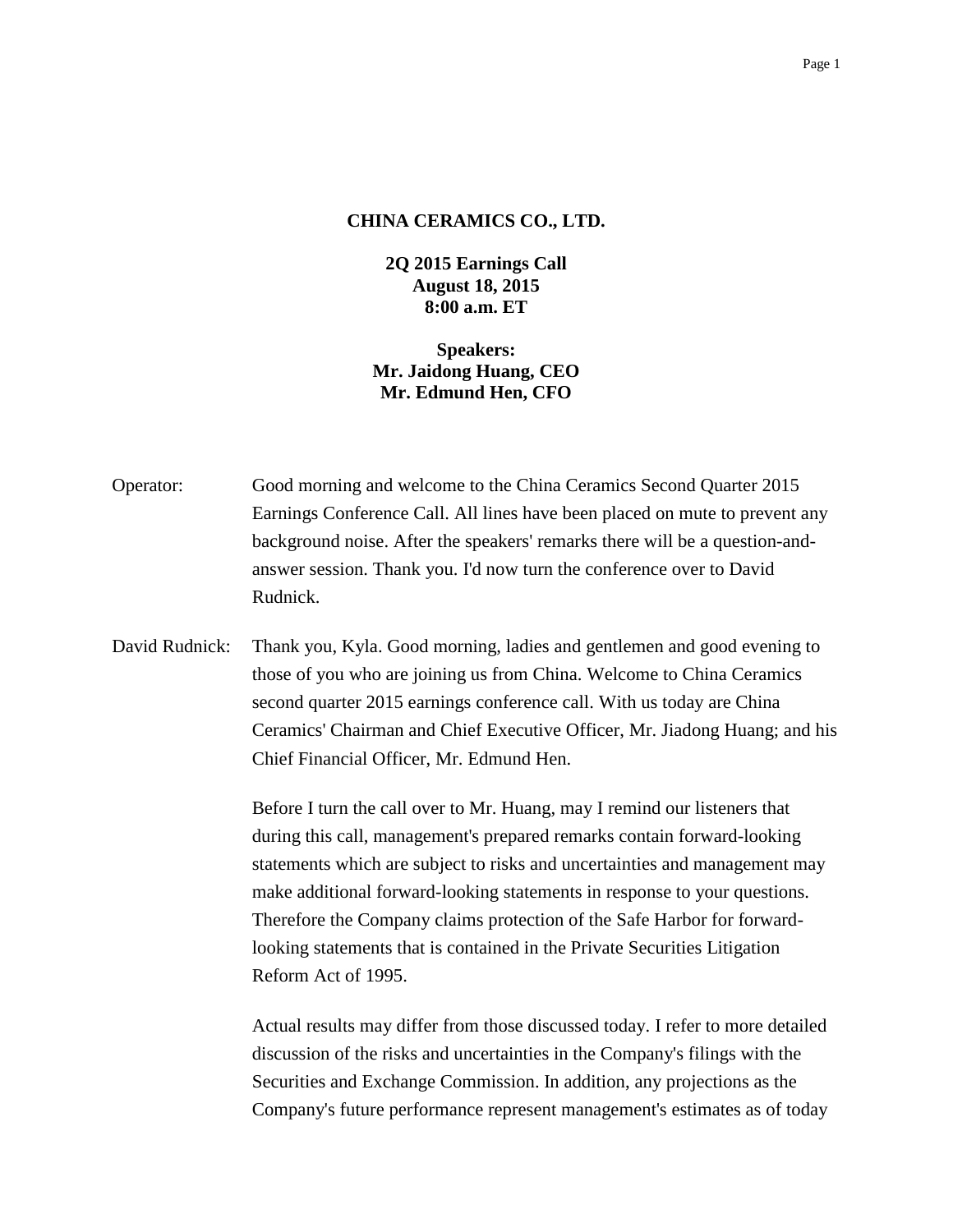**CHINA CERAMICS CO., LTD.**

**2Q 2015 Earnings Call**
**August 18, 2015**
**8:00 a.m. ET**

**Speakers:**
**Mr. Jaidong Huang, CEO**
**Mr. Edmund Hen, CFO**

Operator: Good morning and welcome to the China Ceramics Second Quarter 2015 Earnings Conference Call. All lines have been placed on mute to prevent any background noise. After the speakers' remarks there will be a question-and-answer session. Thank you. I'd now turn the conference over to David Rudnick.

David Rudnick: Thank you, Kyla. Good morning, ladies and gentlemen and good evening to those of you who are joining us from China. Welcome to China Ceramics second quarter 2015 earnings conference call. With us today are China Ceramics' Chairman and Chief Executive Officer, Mr. Jiadong Huang; and his Chief Financial Officer, Mr. Edmund Hen.

Before I turn the call over to Mr. Huang, may I remind our listeners that during this call, management's prepared remarks contain forward-looking statements which are subject to risks and uncertainties and management may make additional forward-looking statements in response to your questions. Therefore the Company claims protection of the Safe Harbor for forward-looking statements that is contained in the Private Securities Litigation Reform Act of 1995.

Actual results may differ from those discussed today. I refer to more detailed discussion of the risks and uncertainties in the Company's filings with the Securities and Exchange Commission. In addition, any projections as the Company's future performance represent management's estimates as of today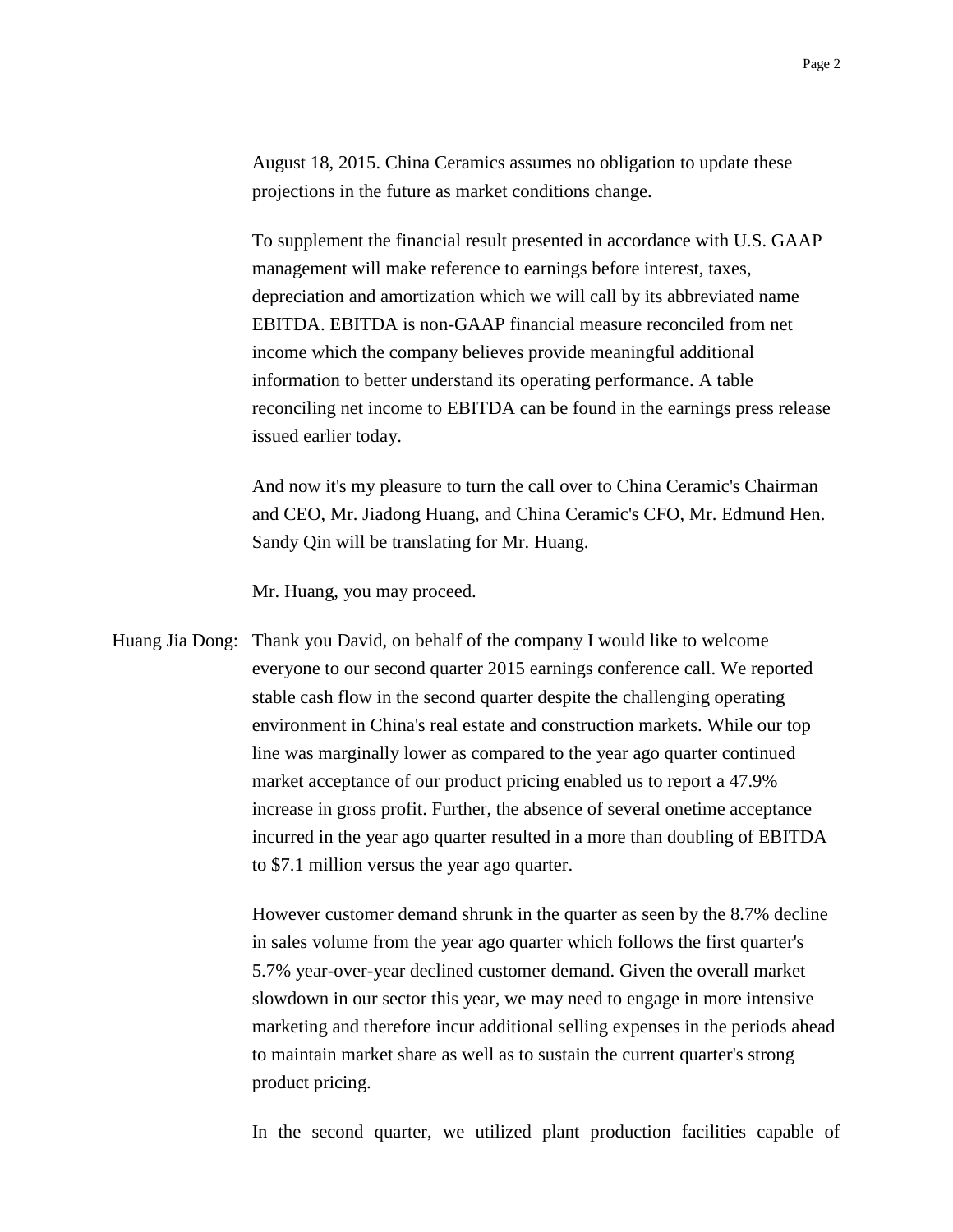August 18, 2015. China Ceramics assumes no obligation to update these projections in the future as market conditions change.

To supplement the financial result presented in accordance with U.S. GAAP management will make reference to earnings before interest, taxes, depreciation and amortization which we will call by its abbreviated name EBITDA. EBITDA is non-GAAP financial measure reconciled from net income which the company believes provide meaningful additional information to better understand its operating performance. A table reconciling net income to EBITDA can be found in the earnings press release issued earlier today.

And now it's my pleasure to turn the call over to China Ceramic's Chairman and CEO, Mr. Jiadong Huang, and China Ceramic's CFO, Mr. Edmund Hen. Sandy Qin will be translating for Mr. Huang.

Mr. Huang, you may proceed.

Huang Jia Dong: Thank you David, on behalf of the company I would like to welcome everyone to our second quarter 2015 earnings conference call. We reported stable cash flow in the second quarter despite the challenging operating environment in China's real estate and construction markets. While our top line was marginally lower as compared to the year ago quarter continued market acceptance of our product pricing enabled us to report a 47.9% increase in gross profit. Further, the absence of several onetime acceptance incurred in the year ago quarter resulted in a more than doubling of EBITDA to $7.1 million versus the year ago quarter.

However customer demand shrunk in the quarter as seen by the 8.7% decline in sales volume from the year ago quarter which follows the first quarter's 5.7% year-over-year declined customer demand. Given the overall market slowdown in our sector this year, we may need to engage in more intensive marketing and therefore incur additional selling expenses in the periods ahead to maintain market share as well as to sustain the current quarter's strong product pricing.

In the second quarter, we utilized plant production facilities capable of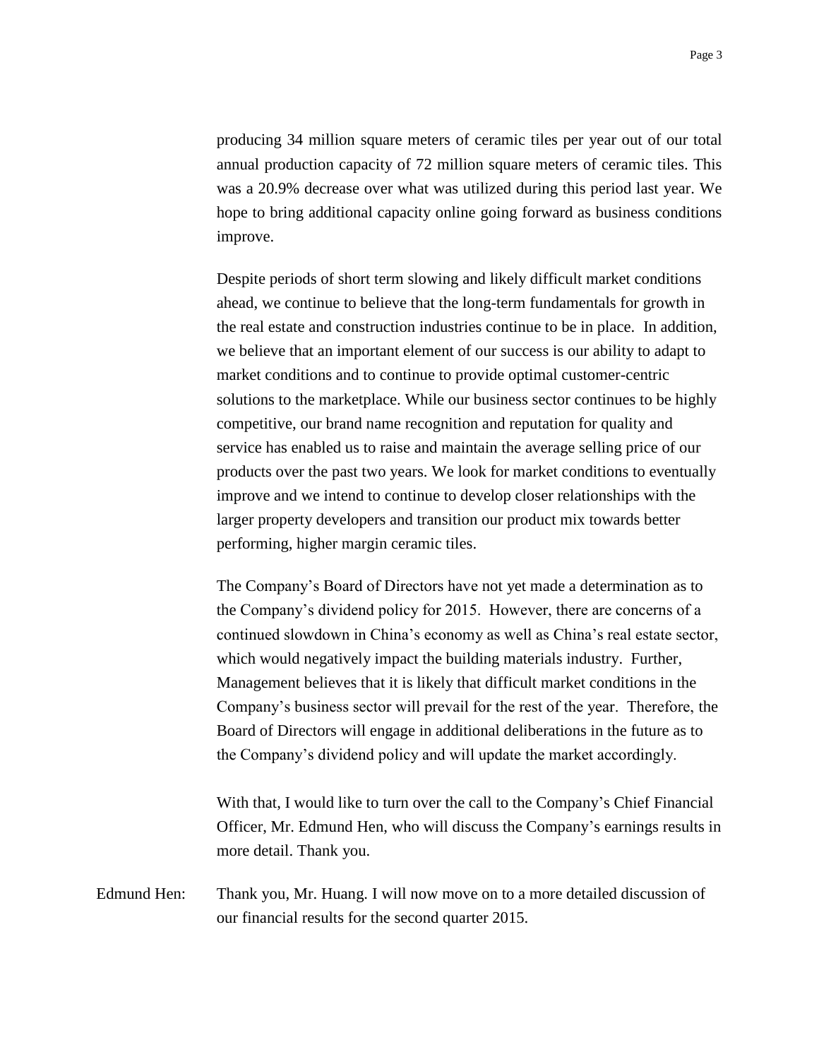producing 34 million square meters of ceramic tiles per year out of our total annual production capacity of 72 million square meters of ceramic tiles. This was a 20.9% decrease over what was utilized during this period last year. We hope to bring additional capacity online going forward as business conditions improve.

Despite periods of short term slowing and likely difficult market conditions ahead, we continue to believe that the long-term fundamentals for growth in the real estate and construction industries continue to be in place. In addition, we believe that an important element of our success is our ability to adapt to market conditions and to continue to provide optimal customer-centric solutions to the marketplace. While our business sector continues to be highly competitive, our brand name recognition and reputation for quality and service has enabled us to raise and maintain the average selling price of our products over the past two years. We look for market conditions to eventually improve and we intend to continue to develop closer relationships with the larger property developers and transition our product mix towards better performing, higher margin ceramic tiles.

The Company's Board of Directors have not yet made a determination as to the Company's dividend policy for 2015. However, there are concerns of a continued slowdown in China's economy as well as China's real estate sector, which would negatively impact the building materials industry. Further, Management believes that it is likely that difficult market conditions in the Company's business sector will prevail for the rest of the year. Therefore, the Board of Directors will engage in additional deliberations in the future as to the Company's dividend policy and will update the market accordingly.

With that, I would like to turn over the call to the Company's Chief Financial Officer, Mr. Edmund Hen, who will discuss the Company's earnings results in more detail. Thank you.

Edmund Hen: Thank you, Mr. Huang. I will now move on to a more detailed discussion of our financial results for the second quarter 2015.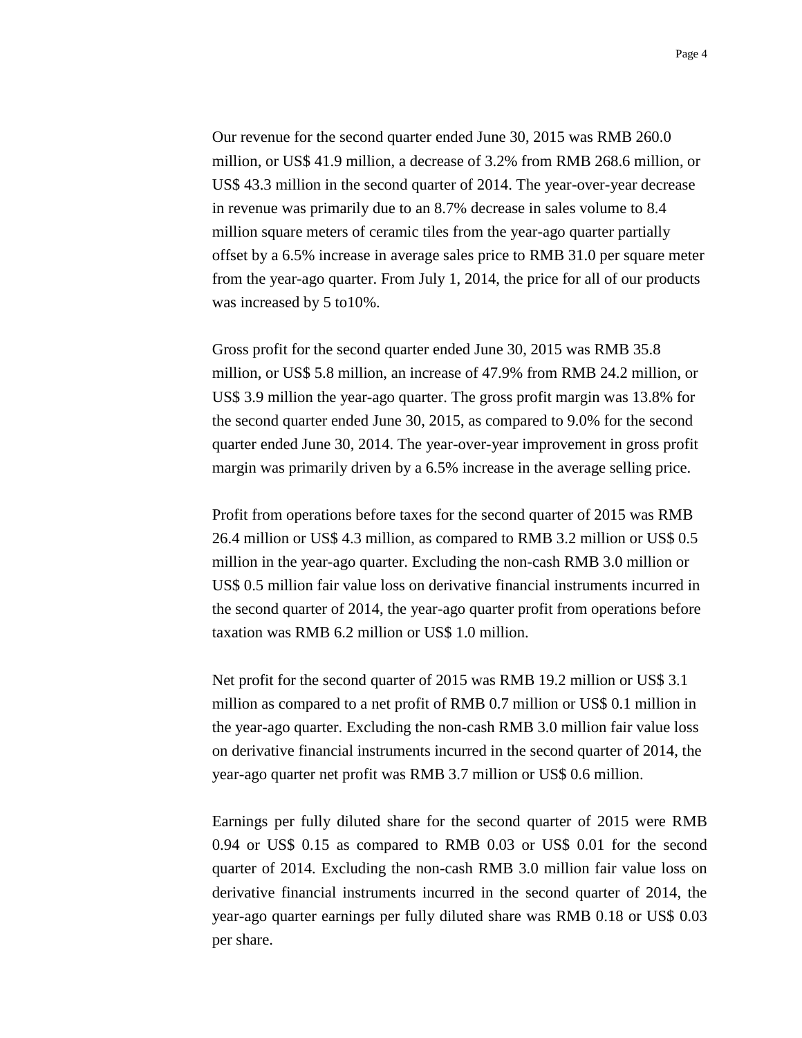Our revenue for the second quarter ended June 30, 2015 was RMB 260.0 million, or US$ 41.9 million, a decrease of 3.2% from RMB 268.6 million, or US$ 43.3 million in the second quarter of 2014. The year-over-year decrease in revenue was primarily due to an 8.7% decrease in sales volume to 8.4 million square meters of ceramic tiles from the year-ago quarter partially offset by a 6.5% increase in average sales price to RMB 31.0 per square meter from the year-ago quarter. From July 1, 2014, the price for all of our products was increased by 5 to10%.

Gross profit for the second quarter ended June 30, 2015 was RMB 35.8 million, or US$ 5.8 million, an increase of 47.9% from RMB 24.2 million, or US$ 3.9 million the year-ago quarter. The gross profit margin was 13.8% for the second quarter ended June 30, 2015, as compared to 9.0% for the second quarter ended June 30, 2014. The year-over-year improvement in gross profit margin was primarily driven by a 6.5% increase in the average selling price.

Profit from operations before taxes for the second quarter of 2015 was RMB 26.4 million or US$ 4.3 million, as compared to RMB 3.2 million or US$ 0.5 million in the year-ago quarter. Excluding the non-cash RMB 3.0 million or US$ 0.5 million fair value loss on derivative financial instruments incurred in the second quarter of 2014, the year-ago quarter profit from operations before taxation was RMB 6.2 million or US$ 1.0 million.

Net profit for the second quarter of 2015 was RMB 19.2 million or US$ 3.1 million as compared to a net profit of RMB 0.7 million or US$ 0.1 million in the year-ago quarter. Excluding the non-cash RMB 3.0 million fair value loss on derivative financial instruments incurred in the second quarter of 2014, the year-ago quarter net profit was RMB 3.7 million or US$ 0.6 million.

Earnings per fully diluted share for the second quarter of 2015 were RMB 0.94 or US$ 0.15 as compared to RMB 0.03 or US$ 0.01 for the second quarter of 2014. Excluding the non-cash RMB 3.0 million fair value loss on derivative financial instruments incurred in the second quarter of 2014, the year-ago quarter earnings per fully diluted share was RMB 0.18 or US$ 0.03 per share.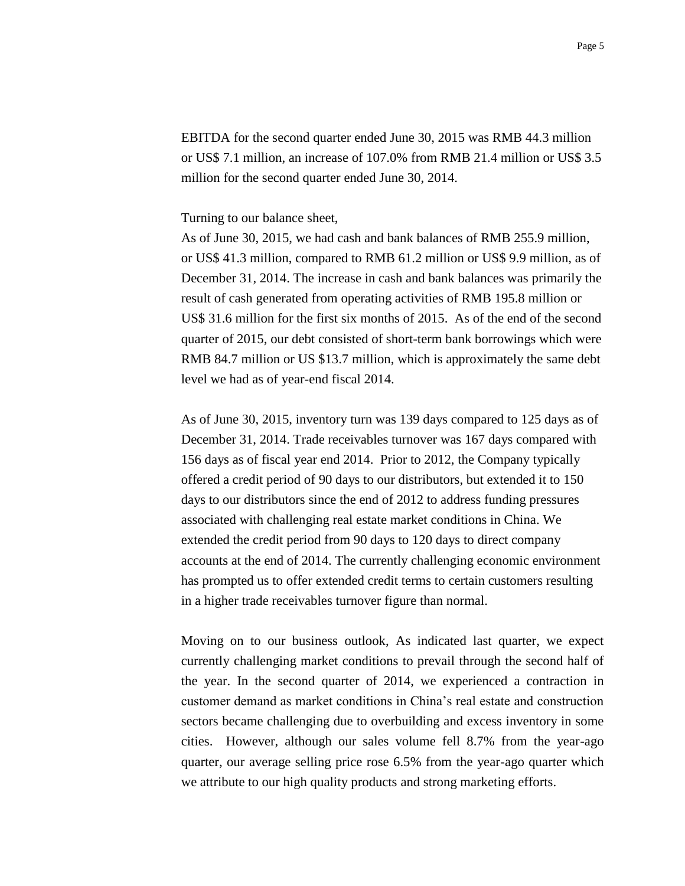EBITDA for the second quarter ended June 30, 2015 was RMB 44.3 million or US$ 7.1 million, an increase of 107.0% from RMB 21.4 million or US$ 3.5 million for the second quarter ended June 30, 2014.

Turning to our balance sheet,

As of June 30, 2015, we had cash and bank balances of RMB 255.9 million, or US$ 41.3 million, compared to RMB 61.2 million or US$ 9.9 million, as of December 31, 2014. The increase in cash and bank balances was primarily the result of cash generated from operating activities of RMB 195.8 million or US$ 31.6 million for the first six months of 2015. As of the end of the second quarter of 2015, our debt consisted of short-term bank borrowings which were RMB 84.7 million or US $13.7 million, which is approximately the same debt level we had as of year-end fiscal 2014.

As of June 30, 2015, inventory turn was 139 days compared to 125 days as of December 31, 2014. Trade receivables turnover was 167 days compared with 156 days as of fiscal year end 2014. Prior to 2012, the Company typically offered a credit period of 90 days to our distributors, but extended it to 150 days to our distributors since the end of 2012 to address funding pressures associated with challenging real estate market conditions in China. We extended the credit period from 90 days to 120 days to direct company accounts at the end of 2014. The currently challenging economic environment has prompted us to offer extended credit terms to certain customers resulting in a higher trade receivables turnover figure than normal.

Moving on to our business outlook, As indicated last quarter, we expect currently challenging market conditions to prevail through the second half of the year. In the second quarter of 2014, we experienced a contraction in customer demand as market conditions in China's real estate and construction sectors became challenging due to overbuilding and excess inventory in some cities. However, although our sales volume fell 8.7% from the year-ago quarter, our average selling price rose 6.5% from the year-ago quarter which we attribute to our high quality products and strong marketing efforts.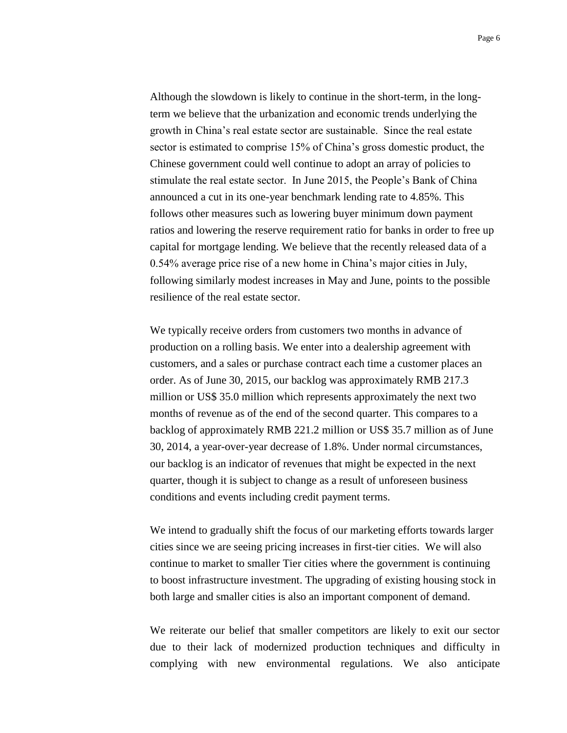Although the slowdown is likely to continue in the short-term, in the long-term we believe that the urbanization and economic trends underlying the growth in China's real estate sector are sustainable. Since the real estate sector is estimated to comprise 15% of China's gross domestic product, the Chinese government could well continue to adopt an array of policies to stimulate the real estate sector. In June 2015, the People's Bank of China announced a cut in its one-year benchmark lending rate to 4.85%. This follows other measures such as lowering buyer minimum down payment ratios and lowering the reserve requirement ratio for banks in order to free up capital for mortgage lending. We believe that the recently released data of a 0.54% average price rise of a new home in China's major cities in July, following similarly modest increases in May and June, points to the possible resilience of the real estate sector.

We typically receive orders from customers two months in advance of production on a rolling basis. We enter into a dealership agreement with customers, and a sales or purchase contract each time a customer places an order. As of June 30, 2015, our backlog was approximately RMB 217.3 million or US$ 35.0 million which represents approximately the next two months of revenue as of the end of the second quarter. This compares to a backlog of approximately RMB 221.2 million or US$ 35.7 million as of June 30, 2014, a year-over-year decrease of 1.8%. Under normal circumstances, our backlog is an indicator of revenues that might be expected in the next quarter, though it is subject to change as a result of unforeseen business conditions and events including credit payment terms.

We intend to gradually shift the focus of our marketing efforts towards larger cities since we are seeing pricing increases in first-tier cities. We will also continue to market to smaller Tier cities where the government is continuing to boost infrastructure investment. The upgrading of existing housing stock in both large and smaller cities is also an important component of demand.

We reiterate our belief that smaller competitors are likely to exit our sector due to their lack of modernized production techniques and difficulty in complying with new environmental regulations. We also anticipate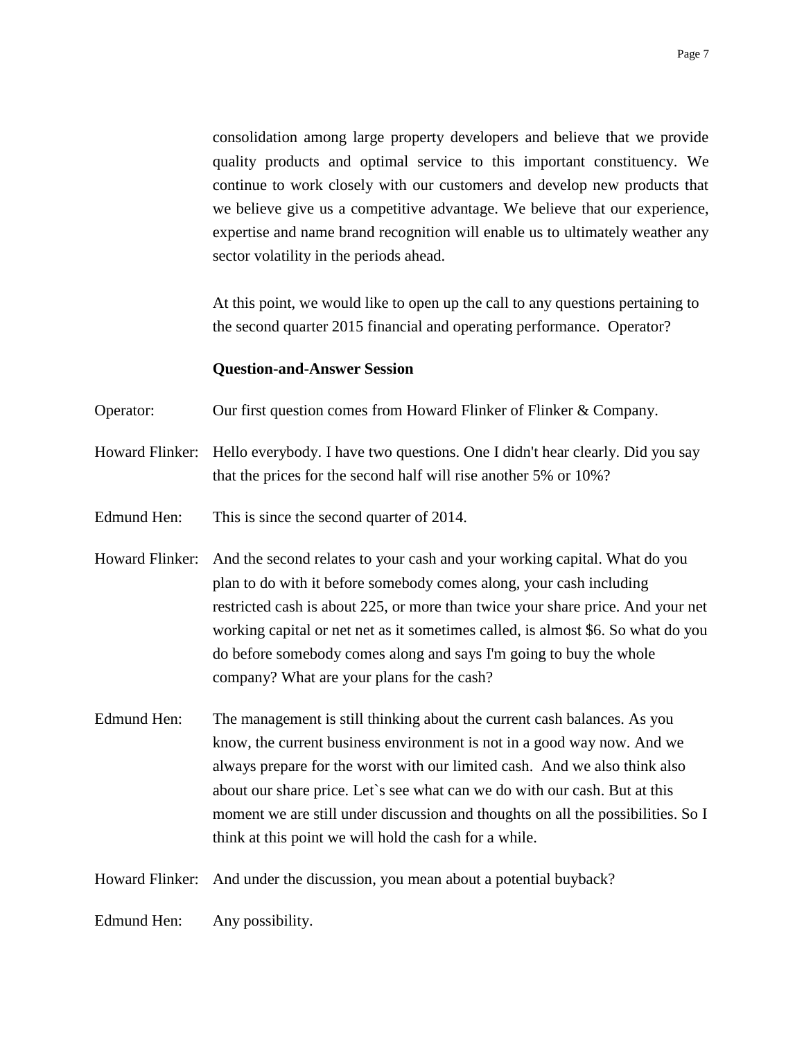consolidation among large property developers and believe that we provide quality products and optimal service to this important constituency. We continue to work closely with our customers and develop new products that we believe give us a competitive advantage. We believe that our experience, expertise and name brand recognition will enable us to ultimately weather any sector volatility in the periods ahead.

At this point, we would like to open up the call to any questions pertaining to the second quarter 2015 financial and operating performance. Operator?

**Question-and-Answer Session**

Operator: Our first question comes from Howard Flinker of Flinker & Company.

Howard Flinker: Hello everybody. I have two questions. One I didn't hear clearly. Did you say that the prices for the second half will rise another 5% or 10%?

Edmund Hen: This is since the second quarter of 2014.

Howard Flinker: And the second relates to your cash and your working capital. What do you plan to do with it before somebody comes along, your cash including restricted cash is about 225, or more than twice your share price. And your net working capital or net net as it sometimes called, is almost $6. So what do you do before somebody comes along and says I'm going to buy the whole company? What are your plans for the cash?

Edmund Hen: The management is still thinking about the current cash balances. As you know, the current business environment is not in a good way now. And we always prepare for the worst with our limited cash. And we also think also about our share price. Let`s see what can we do with our cash. But at this moment we are still under discussion and thoughts on all the possibilities. So I think at this point we will hold the cash for a while.

Howard Flinker: And under the discussion, you mean about a potential buyback?

Edmund Hen: Any possibility.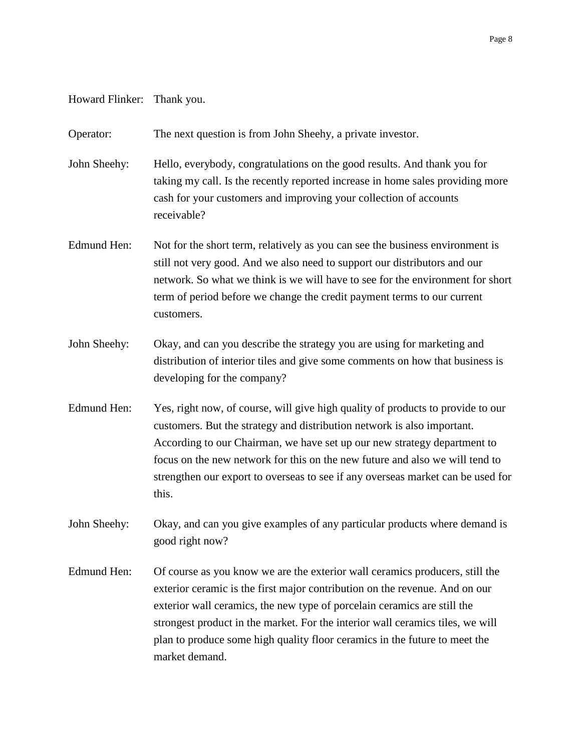Howard Flinker: Thank you.

Operator: The next question is from John Sheehy, a private investor.

John Sheehy: Hello, everybody, congratulations on the good results. And thank you for taking my call. Is the recently reported increase in home sales providing more cash for your customers and improving your collection of accounts receivable?

Edmund Hen: Not for the short term, relatively as you can see the business environment is still not very good. And we also need to support our distributors and our network. So what we think is we will have to see for the environment for short term of period before we change the credit payment terms to our current customers.

John Sheehy: Okay, and can you describe the strategy you are using for marketing and distribution of interior tiles and give some comments on how that business is developing for the company?

Edmund Hen: Yes, right now, of course, will give high quality of products to provide to our customers. But the strategy and distribution network is also important. According to our Chairman, we have set up our new strategy department to focus on the new network for this on the new future and also we will tend to strengthen our export to overseas to see if any overseas market can be used for this.

John Sheehy: Okay, and can you give examples of any particular products where demand is good right now?

Edmund Hen: Of course as you know we are the exterior wall ceramics producers, still the exterior ceramic is the first major contribution on the revenue. And on our exterior wall ceramics, the new type of porcelain ceramics are still the strongest product in the market. For the interior wall ceramics tiles, we will plan to produce some high quality floor ceramics in the future to meet the market demand.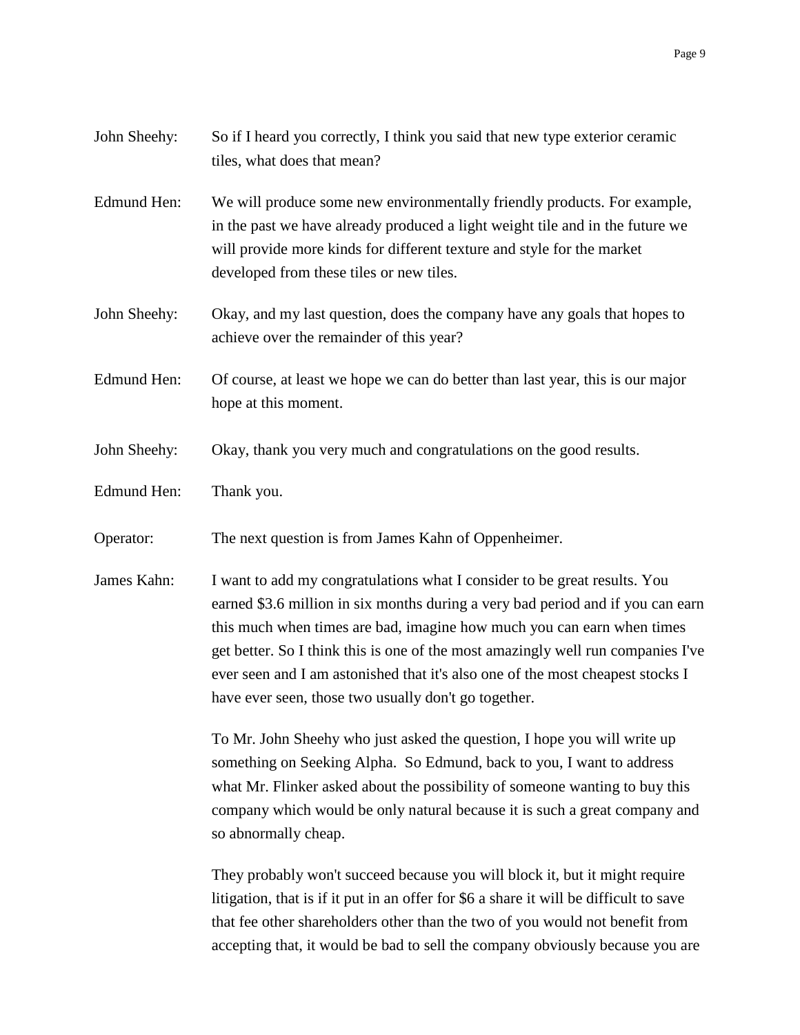John Sheehy: So if I heard you correctly, I think you said that new type exterior ceramic tiles, what does that mean?

Edmund Hen: We will produce some new environmentally friendly products. For example, in the past we have already produced a light weight tile and in the future we will provide more kinds for different texture and style for the market developed from these tiles or new tiles.

John Sheehy: Okay, and my last question, does the company have any goals that hopes to achieve over the remainder of this year?

Edmund Hen: Of course, at least we hope we can do better than last year, this is our major hope at this moment.

John Sheehy: Okay, thank you very much and congratulations on the good results.

Edmund Hen: Thank you.

Operator: The next question is from James Kahn of Oppenheimer.

James Kahn: I want to add my congratulations what I consider to be great results. You earned $3.6 million in six months during a very bad period and if you can earn this much when times are bad, imagine how much you can earn when times get better. So I think this is one of the most amazingly well run companies I've ever seen and I am astonished that it's also one of the most cheapest stocks I have ever seen, those two usually don't go together.

To Mr. John Sheehy who just asked the question, I hope you will write up something on Seeking Alpha. So Edmund, back to you, I want to address what Mr. Flinker asked about the possibility of someone wanting to buy this company which would be only natural because it is such a great company and so abnormally cheap.

They probably won't succeed because you will block it, but it might require litigation, that is if it put in an offer for $6 a share it will be difficult to save that fee other shareholders other than the two of you would not benefit from accepting that, it would be bad to sell the company obviously because you are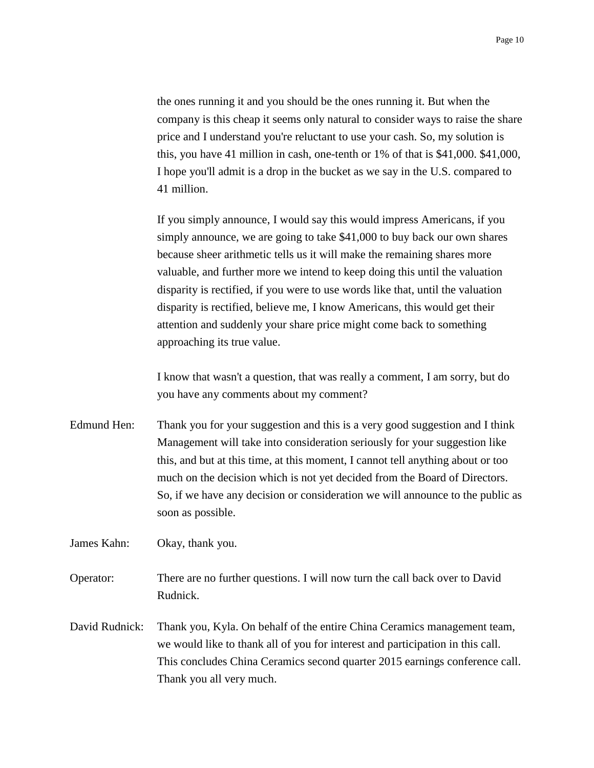the ones running it and you should be the ones running it. But when the company is this cheap it seems only natural to consider ways to raise the share price and I understand you're reluctant to use your cash. So, my solution is this, you have 41 million in cash, one-tenth or 1% of that is $41,000. $41,000, I hope you'll admit is a drop in the bucket as we say in the U.S. compared to 41 million.

If you simply announce, I would say this would impress Americans, if you simply announce, we are going to take $41,000 to buy back our own shares because sheer arithmetic tells us it will make the remaining shares more valuable, and further more we intend to keep doing this until the valuation disparity is rectified, if you were to use words like that, until the valuation disparity is rectified, believe me, I know Americans, this would get their attention and suddenly your share price might come back to something approaching its true value.

I know that wasn't a question, that was really a comment, I am sorry, but do you have any comments about my comment?

Edmund Hen: Thank you for your suggestion and this is a very good suggestion and I think Management will take into consideration seriously for your suggestion like this, and but at this time, at this moment, I cannot tell anything about or too much on the decision which is not yet decided from the Board of Directors. So, if we have any decision or consideration we will announce to the public as soon as possible.

James Kahn: Okay, thank you.

Operator: There are no further questions. I will now turn the call back over to David Rudnick.

David Rudnick: Thank you, Kyla. On behalf of the entire China Ceramics management team, we would like to thank all of you for interest and participation in this call. This concludes China Ceramics second quarter 2015 earnings conference call. Thank you all very much.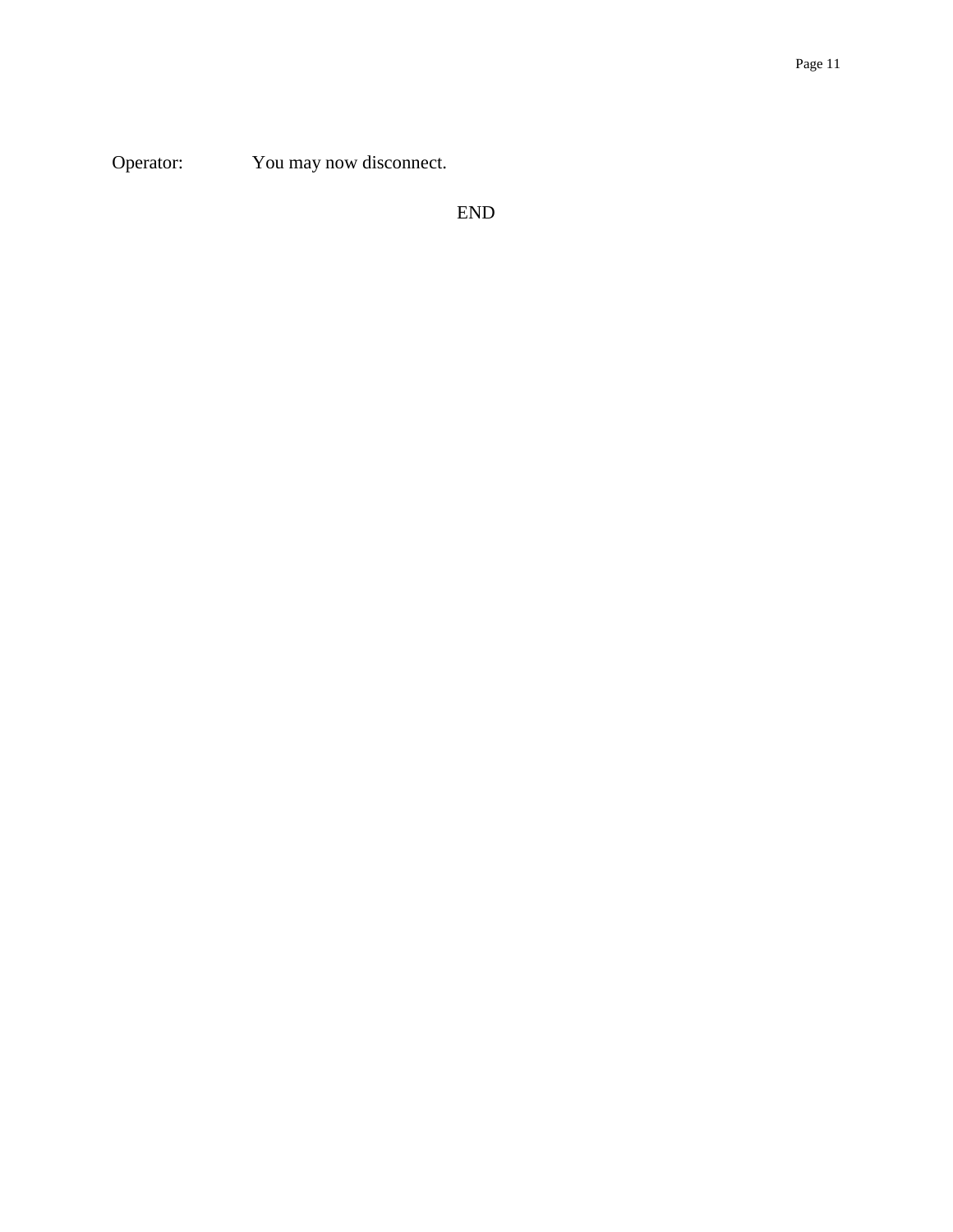Operator: You may now disconnect.

END